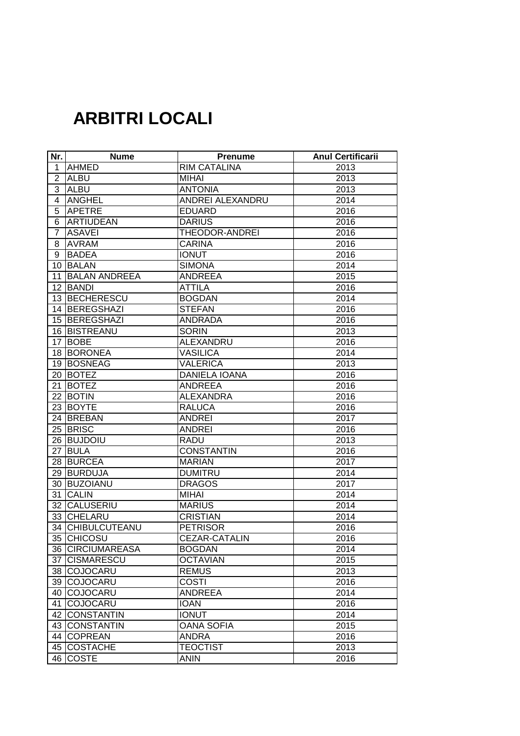# ARBITRI LOCALI

| Nr. | Nume | Prenume | Anul Certificarii |
|---|---|---|---|
| 1 | AHMED | RIM CATALINA | 2013 |
| 2 | ALBU | MIHAI | 2013 |
| 3 | ALBU | ANTONIA | 2013 |
| 4 | ANGHEL | ANDREI ALEXANDRU | 2014 |
| 5 | APETRE | EDUARD | 2016 |
| 6 | ARTIUDEAN | DARIUS | 2016 |
| 7 | ASAVEI | THEODOR-ANDREI | 2016 |
| 8 | AVRAM | CARINA | 2016 |
| 9 | BADEA | IONUT | 2016 |
| 10 | BALAN | SIMONA | 2014 |
| 11 | BALAN ANDREEA | ANDREEA | 2015 |
| 12 | BANDI | ATTILA | 2016 |
| 13 | BECHERESCU | BOGDAN | 2014 |
| 14 | BEREGSHAZI | STEFAN | 2016 |
| 15 | BEREGSHAZI | ANDRADA | 2016 |
| 16 | BISTREANU | SORIN | 2013 |
| 17 | BOBE | ALEXANDRU | 2016 |
| 18 | BORONEA | VASILICA | 2014 |
| 19 | BOSNEAG | VALERICA | 2013 |
| 20 | BOTEZ | DANIELA IOANA | 2016 |
| 21 | BOTEZ | ANDREEA | 2016 |
| 22 | BOTIN | ALEXANDRA | 2016 |
| 23 | BOYTE | RALUCA | 2016 |
| 24 | BREBAN | ANDREI | 2017 |
| 25 | BRISC | ANDREI | 2016 |
| 26 | BUJDOIU | RADU | 2013 |
| 27 | BULA | CONSTANTIN | 2016 |
| 28 | BURCEA | MARIAN | 2017 |
| 29 | BURDUJA | DUMITRU | 2014 |
| 30 | BUZOIANU | DRAGOS | 2017 |
| 31 | CALIN | MIHAI | 2014 |
| 32 | CALUSERIU | MARIUS | 2014 |
| 33 | CHELARU | CRISTIAN | 2014 |
| 34 | CHIBULCUTEANU | PETRISOR | 2016 |
| 35 | CHICOSU | CEZAR-CATALIN | 2016 |
| 36 | CIRCIUMAREASA | BOGDAN | 2014 |
| 37 | CISMARESCU | OCTAVIAN | 2015 |
| 38 | COJOCARU | REMUS | 2013 |
| 39 | COJOCARU | COSTI | 2016 |
| 40 | COJOCARU | ANDREEA | 2014 |
| 41 | COJOCARU | IOAN | 2016 |
| 42 | CONSTANTIN | IONUT | 2014 |
| 43 | CONSTANTIN | OANA SOFIA | 2015 |
| 44 | COPREAN | ANDRA | 2016 |
| 45 | COSTACHE | TEOCTIST | 2013 |
| 46 | COSTE | ANIN | 2016 |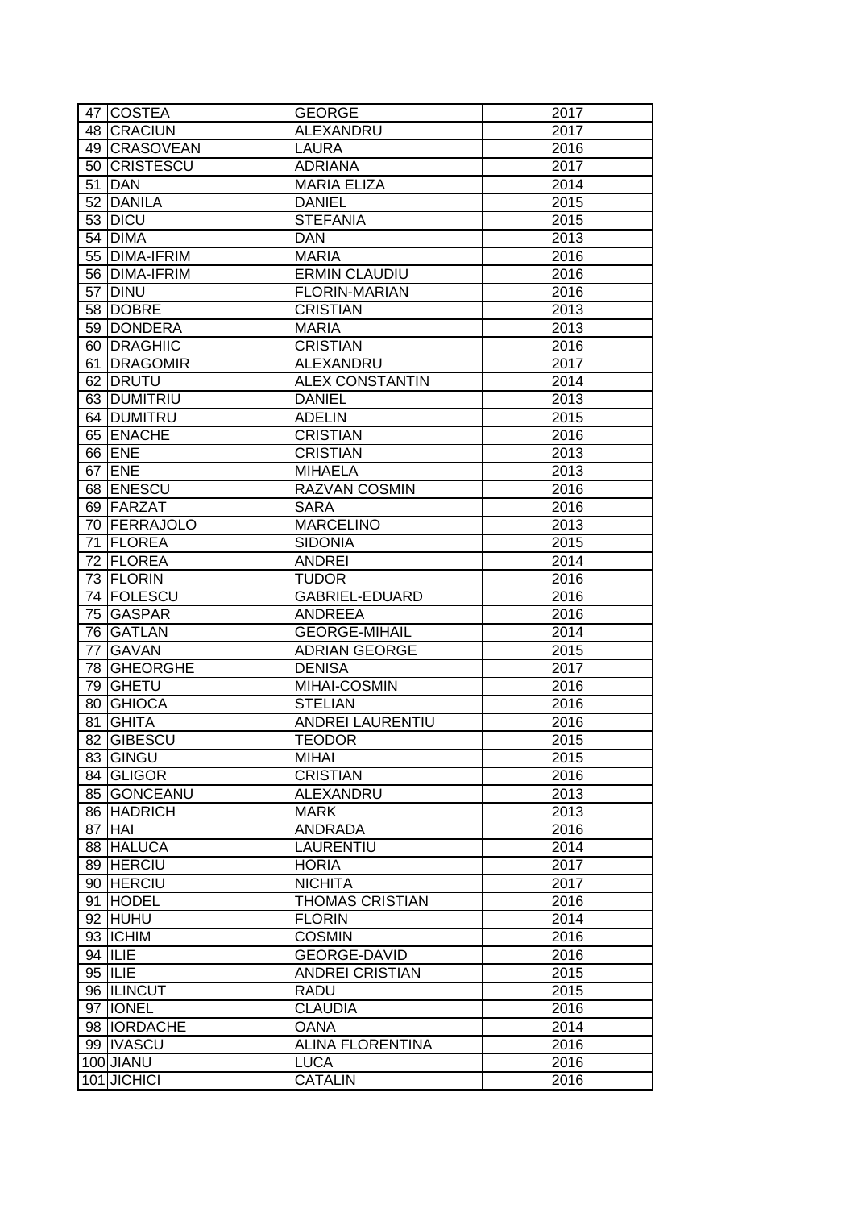| | | | |
|---|---|---|---|
| 47 | COSTEA | GEORGE | 2017 |
| 48 | CRACIUN | ALEXANDRU | 2017 |
| 49 | CRASOVEAN | LAURA | 2016 |
| 50 | CRISTESCU | ADRIANA | 2017 |
| 51 | DAN | MARIA ELIZA | 2014 |
| 52 | DANILA | DANIEL | 2015 |
| 53 | DICU | STEFANIA | 2015 |
| 54 | DIMA | DAN | 2013 |
| 55 | DIMA-IFRIM | MARIA | 2016 |
| 56 | DIMA-IFRIM | ERMIN CLAUDIU | 2016 |
| 57 | DINU | FLORIN-MARIAN | 2016 |
| 58 | DOBRE | CRISTIAN | 2013 |
| 59 | DONDERA | MARIA | 2013 |
| 60 | DRAGHIIC | CRISTIAN | 2016 |
| 61 | DRAGOMIR | ALEXANDRU | 2017 |
| 62 | DRUTU | ALEX CONSTANTIN | 2014 |
| 63 | DUMITRIU | DANIEL | 2013 |
| 64 | DUMITRU | ADELIN | 2015 |
| 65 | ENACHE | CRISTIAN | 2016 |
| 66 | ENE | CRISTIAN | 2013 |
| 67 | ENE | MIHAELA | 2013 |
| 68 | ENESCU | RAZVAN COSMIN | 2016 |
| 69 | FARZAT | SARA | 2016 |
| 70 | FERRAJOLO | MARCELINO | 2013 |
| 71 | FLOREA | SIDONIA | 2015 |
| 72 | FLOREA | ANDREI | 2014 |
| 73 | FLORIN | TUDOR | 2016 |
| 74 | FOLESCU | GABRIEL-EDUARD | 2016 |
| 75 | GASPAR | ANDREEA | 2016 |
| 76 | GATLAN | GEORGE-MIHAIL | 2014 |
| 77 | GAVAN | ADRIAN GEORGE | 2015 |
| 78 | GHEORGHE | DENISA | 2017 |
| 79 | GHETU | MIHAI-COSMIN | 2016 |
| 80 | GHIOCA | STELIAN | 2016 |
| 81 | GHITA | ANDREI LAURENTIU | 2016 |
| 82 | GIBESCU | TEODOR | 2015 |
| 83 | GINGU | MIHAI | 2015 |
| 84 | GLIGOR | CRISTIAN | 2016 |
| 85 | GONCEANU | ALEXANDRU | 2013 |
| 86 | HADRICH | MARK | 2013 |
| 87 | HAI | ANDRADA | 2016 |
| 88 | HALUCA | LAURENTIU | 2014 |
| 89 | HERCIU | HORIA | 2017 |
| 90 | HERCIU | NICHITA | 2017 |
| 91 | HODEL | THOMAS CRISTIAN | 2016 |
| 92 | HUHU | FLORIN | 2014 |
| 93 | ICHIM | COSMIN | 2016 |
| 94 | ILIE | GEORGE-DAVID | 2016 |
| 95 | ILIE | ANDREI CRISTIAN | 2015 |
| 96 | ILINCUT | RADU | 2015 |
| 97 | IONEL | CLAUDIA | 2016 |
| 98 | IORDACHE | OANA | 2014 |
| 99 | IVASCU | ALINA FLORENTINA | 2016 |
| 100 | JIANU | LUCA | 2016 |
| 101 | JICHICI | CATALIN | 2016 |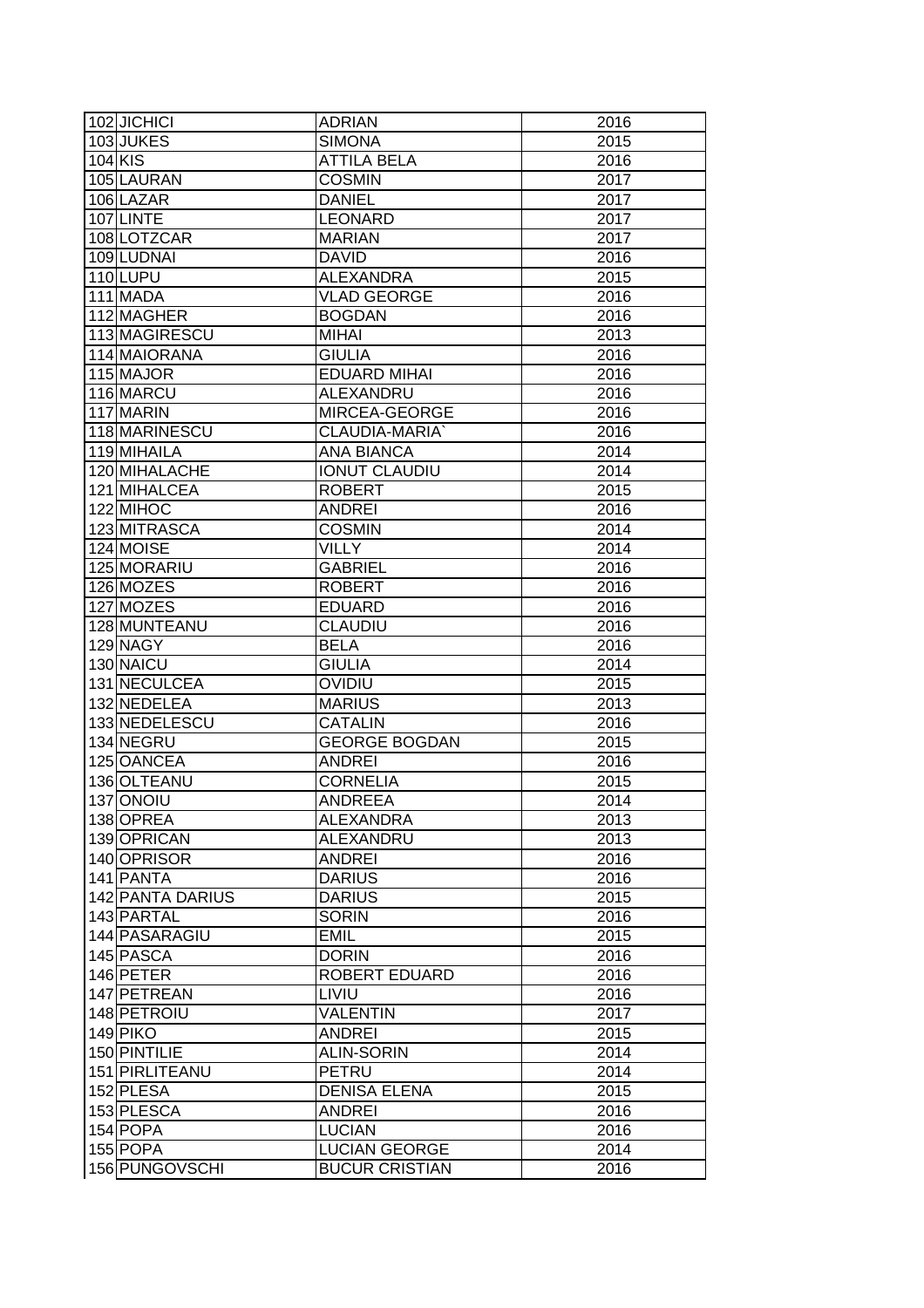| | | | |
|---|---|---|---|
| 102 | JICHICI | ADRIAN | 2016 |
| 103 | JUKES | SIMONA | 2015 |
| 104 | KIS | ATTILA BELA | 2016 |
| 105 | LAURAN | COSMIN | 2017 |
| 106 | LAZAR | DANIEL | 2017 |
| 107 | LINTE | LEONARD | 2017 |
| 108 | LOTZCAR | MARIAN | 2017 |
| 109 | LUDNAI | DAVID | 2016 |
| 110 | LUPU | ALEXANDRA | 2015 |
| 111 | MADA | VLAD GEORGE | 2016 |
| 112 | MAGHER | BOGDAN | 2016 |
| 113 | MAGIRESCU | MIHAI | 2013 |
| 114 | MAIORANA | GIULIA | 2016 |
| 115 | MAJOR | EDUARD MIHAI | 2016 |
| 116 | MARCU | ALEXANDRU | 2016 |
| 117 | MARIN | MIRCEA-GEORGE | 2016 |
| 118 | MARINESCU | CLAUDIA-MARIA` | 2016 |
| 119 | MIHAILA | ANA BIANCA | 2014 |
| 120 | MIHALACHE | IONUT CLAUDIU | 2014 |
| 121 | MIHALCEA | ROBERT | 2015 |
| 122 | MIHOC | ANDREI | 2016 |
| 123 | MITRASCA | COSMIN | 2014 |
| 124 | MOISE | VILLY | 2014 |
| 125 | MORARIU | GABRIEL | 2016 |
| 126 | MOZES | ROBERT | 2016 |
| 127 | MOZES | EDUARD | 2016 |
| 128 | MUNTEANU | CLAUDIU | 2016 |
| 129 | NAGY | BELA | 2016 |
| 130 | NAICU | GIULIA | 2014 |
| 131 | NECULCEA | OVIDIU | 2015 |
| 132 | NEDELEA | MARIUS | 2013 |
| 133 | NEDELESCU | CATALIN | 2016 |
| 134 | NEGRU | GEORGE BOGDAN | 2015 |
| 125 | OANCEA | ANDREI | 2016 |
| 136 | OLTEANU | CORNELIA | 2015 |
| 137 | ONOIU | ANDREEA | 2014 |
| 138 | OPREA | ALEXANDRA | 2013 |
| 139 | OPRICAN | ALEXANDRU | 2013 |
| 140 | OPRISOR | ANDREI | 2016 |
| 141 | PANTA | DARIUS | 2016 |
| 142 | PANTA DARIUS | DARIUS | 2015 |
| 143 | PARTAL | SORIN | 2016 |
| 144 | PASARAGIU | EMIL | 2015 |
| 145 | PASCA | DORIN | 2016 |
| 146 | PETER | ROBERT EDUARD | 2016 |
| 147 | PETREAN | LIVIU | 2016 |
| 148 | PETROIU | VALENTIN | 2017 |
| 149 | PIKO | ANDREI | 2015 |
| 150 | PINTILIE | ALIN-SORIN | 2014 |
| 151 | PIRLITEANU | PETRU | 2014 |
| 152 | PLESA | DENISA ELENA | 2015 |
| 153 | PLESCA | ANDREI | 2016 |
| 154 | POPA | LUCIAN | 2016 |
| 155 | POPA | LUCIAN GEORGE | 2014 |
| 156 | PUNGOVSCHI | BUCUR CRISTIAN | 2016 |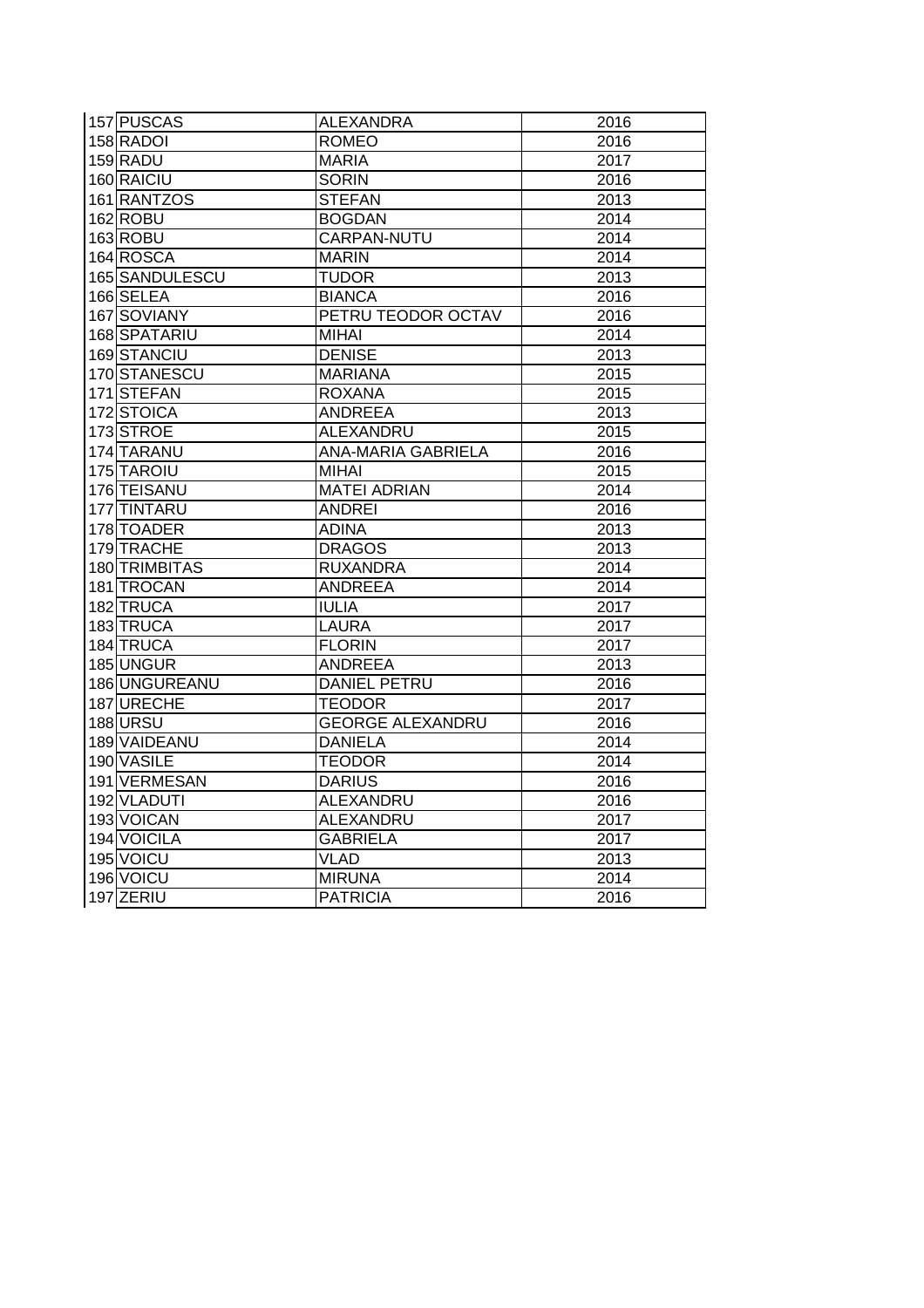| | | | |
|---|---|---|---|
| 157 | PUSCAS | ALEXANDRA | 2016 |
| 158 | RADOI | ROMEO | 2016 |
| 159 | RADU | MARIA | 2017 |
| 160 | RAICIU | SORIN | 2016 |
| 161 | RANTZOS | STEFAN | 2013 |
| 162 | ROBU | BOGDAN | 2014 |
| 163 | ROBU | CARPAN-NUTU | 2014 |
| 164 | ROSCA | MARIN | 2014 |
| 165 | SANDULESCU | TUDOR | 2013 |
| 166 | SELEA | BIANCA | 2016 |
| 167 | SOVIANY | PETRU TEODOR OCTAV | 2016 |
| 168 | SPATARIU | MIHAI | 2014 |
| 169 | STANCIU | DENISE | 2013 |
| 170 | STANESCU | MARIANA | 2015 |
| 171 | STEFAN | ROXANA | 2015 |
| 172 | STOICA | ANDREEA | 2013 |
| 173 | STROE | ALEXANDRU | 2015 |
| 174 | TARANU | ANA-MARIA GABRIELA | 2016 |
| 175 | TAROIU | MIHAI | 2015 |
| 176 | TEISANU | MATEI ADRIAN | 2014 |
| 177 | TINTARU | ANDREI | 2016 |
| 178 | TOADER | ADINA | 2013 |
| 179 | TRACHE | DRAGOS | 2013 |
| 180 | TRIMBITAS | RUXANDRA | 2014 |
| 181 | TROCAN | ANDREEA | 2014 |
| 182 | TRUCA | IULIA | 2017 |
| 183 | TRUCA | LAURA | 2017 |
| 184 | TRUCA | FLORIN | 2017 |
| 185 | UNGUR | ANDREEA | 2013 |
| 186 | UNGUREANU | DANIEL PETRU | 2016 |
| 187 | URECHE | TEODOR | 2017 |
| 188 | URSU | GEORGE ALEXANDRU | 2016 |
| 189 | VAIDEANU | DANIELA | 2014 |
| 190 | VASILE | TEODOR | 2014 |
| 191 | VERMESAN | DARIUS | 2016 |
| 192 | VLADUTI | ALEXANDRU | 2016 |
| 193 | VOICAN | ALEXANDRU | 2017 |
| 194 | VOICILA | GABRIELA | 2017 |
| 195 | VOICU | VLAD | 2013 |
| 196 | VOICU | MIRUNA | 2014 |
| 197 | ZERIU | PATRICIA | 2016 |